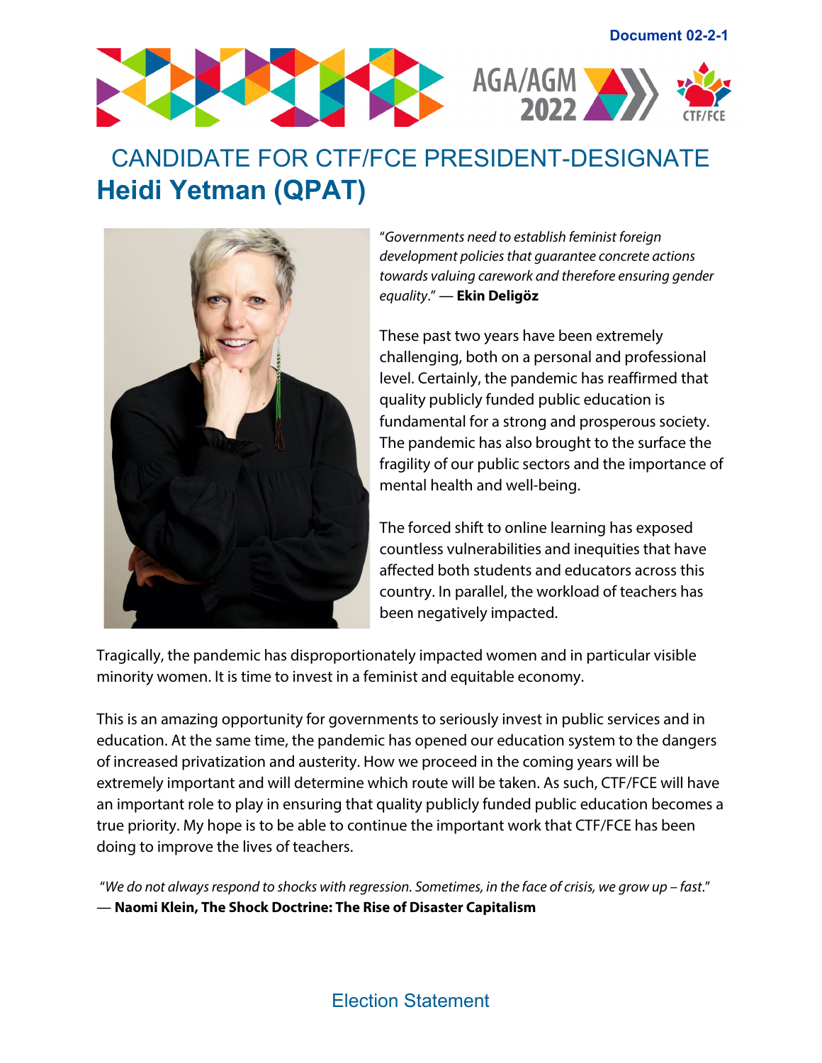Document 02-2-1

AGA/AGM 2022

CTF/FCE

# CANDIDATE FOR CTF/FCE PRESIDENT-DESIGNATE

## Heidi Yetman (QPAT)

"*Governments need to establish feminist foreign development policies that guarantee concrete actions towards valuing carework and therefore ensuring gender equality*." — **Ekin Deligöz**

These past two years have been extremely challenging, both on a personal and professional level. Certainly, the pandemic has reaffirmed that quality publicly funded public education is fundamental for a strong and prosperous society. The pandemic has also brought to the surface the fragility of our public sectors and the importance of mental health and well-being.

The forced shift to online learning has exposed countless vulnerabilities and inequities that have affected both students and educators across this country. In parallel, the workload of teachers has been negatively impacted.

Tragically, the pandemic has disproportionately impacted women and in particular visible minority women. It is time to invest in a feminist and equitable economy.

This is an amazing opportunity for governments to seriously invest in public services and in education. At the same time, the pandemic has opened our education system to the dangers of increased privatization and austerity. How we proceed in the coming years will be extremely important and will determine which route will be taken. As such, CTF/FCE will have an important role to play in ensuring that quality publicly funded public education becomes a true priority. My hope is to be able to continue the important work that CTF/FCE has been doing to improve the lives of teachers.

"*We do not always respond to shocks with regression. Sometimes, in the face of crisis, we grow up – fast*."
— **Naomi Klein, The Shock Doctrine: The Rise of Disaster Capitalism**

Election Statement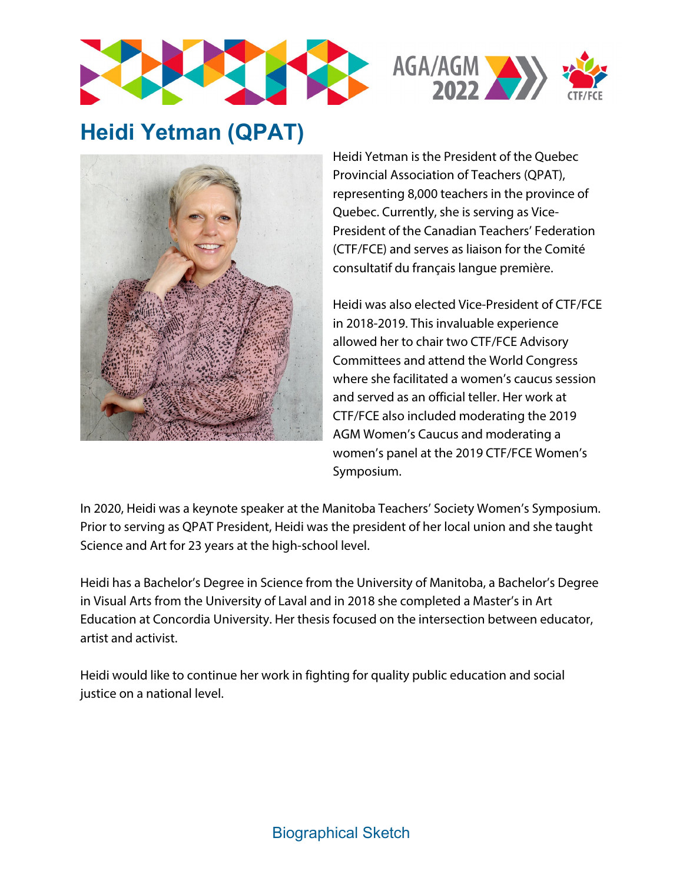# Heidi Yetman (QPAT)

Heidi Yetman is the President of the Quebec Provincial Association of Teachers (QPAT), representing 8,000 teachers in the province of Quebec. Currently, she is serving as Vice-President of the Canadian Teachers' Federation (CTF/FCE) and serves as liaison for the Comité consultatif du français langue première.

Heidi was also elected Vice-President of CTF/FCE in 2018-2019. This invaluable experience allowed her to chair two CTF/FCE Advisory Committees and attend the World Congress where she facilitated a women's caucus session and served as an official teller. Her work at CTF/FCE also included moderating the 2019 AGM Women's Caucus and moderating a women's panel at the 2019 CTF/FCE Women's Symposium.

In 2020, Heidi was a keynote speaker at the Manitoba Teachers' Society Women's Symposium. Prior to serving as QPAT President, Heidi was the president of her local union and she taught Science and Art for 23 years at the high-school level.

Heidi has a Bachelor's Degree in Science from the University of Manitoba, a Bachelor's Degree in Visual Arts from the University of Laval and in 2018 she completed a Master's in Art Education at Concordia University. Her thesis focused on the intersection between educator, artist and activist.

Heidi would like to continue her work in fighting for quality public education and social justice on a national level.

Biographical Sketch